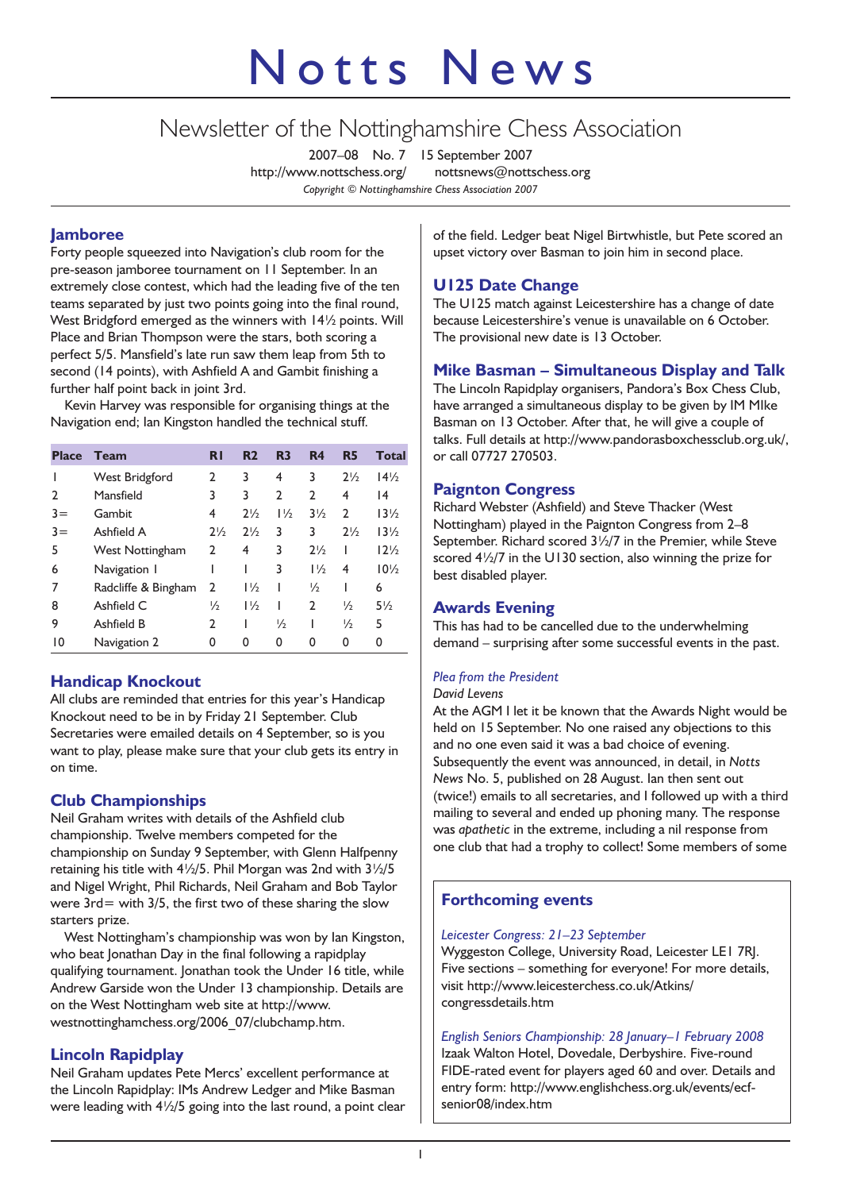# Notts News

## Newsletter of the Nottinghamshire Chess Association

2007–08 No. 7 15 September 2007
http://www.nottschess.org/ nottsnews@nottschess.org
*Copyright © Nottinghamshire Chess Association 2007*

### Jamboree

Forty people squeezed into Navigation's club room for the pre-season jamboree tournament on 11 September. In an extremely close contest, which had the leading five of the ten teams separated by just two points going into the final round, West Bridgford emerged as the winners with 14½ points. Will Place and Brian Thompson were the stars, both scoring a perfect 5/5. Mansfield's late run saw them leap from 5th to second (14 points), with Ashfield A and Gambit finishing a further half point back in joint 3rd.

Kevin Harvey was responsible for organising things at the Navigation end; Ian Kingston handled the technical stuff.

| Place | Team | R1 | R2 | R3 | R4 | R5 | Total |
|---|---|---|---|---|---|---|---|
| 1 | West Bridgford | 2 | 3 | 4 | 3 | 2½ | 14½ |
| 2 | Mansfield | 3 | 3 | 2 | 2 | 4 | 14 |
| 3= | Gambit | 4 | 2½ | 1½ | 3½ | 2 | 13½ |
| 3= | Ashfield A | 2½ | 2½ | 3 | 3 | 2½ | 13½ |
| 5 | West Nottingham | 2 | 4 | 3 | 2½ | 1 | 12½ |
| 6 | Navigation 1 | 1 | 1 | 3 | 1½ | 4 | 10½ |
| 7 | Radcliffe & Bingham | 2 | 1½ | 1 | ½ | 1 | 6 |
| 8 | Ashfield C | ½ | 1½ | 1 | 2 | ½ | 5½ |
| 9 | Ashfield B | 2 | 1 | ½ | 1 | ½ | 5 |
| 10 | Navigation 2 | 0 | 0 | 0 | 0 | 0 | 0 |

### Handicap Knockout

All clubs are reminded that entries for this year's Handicap Knockout need to be in by Friday 21 September. Club Secretaries were emailed details on 4 September, so is you want to play, please make sure that your club gets its entry in on time.

### Club Championships

Neil Graham writes with details of the Ashfield club championship. Twelve members competed for the championship on Sunday 9 September, with Glenn Halfpenny retaining his title with 4½/5. Phil Morgan was 2nd with 3½/5 and Nigel Wright, Phil Richards, Neil Graham and Bob Taylor were 3rd= with 3/5, the first two of these sharing the slow starters prize.

West Nottingham's championship was won by Ian Kingston, who beat Jonathan Day in the final following a rapidplay qualifying tournament. Jonathan took the Under 16 title, while Andrew Garside won the Under 13 championship. Details are on the West Nottingham web site at http://www.westnottinghamchess.org/2006_07/clubchamp.htm.

### Lincoln Rapidplay

Neil Graham updates Pete Mercs' excellent performance at the Lincoln Rapidplay: IMs Andrew Ledger and Mike Basman were leading with 4½/5 going into the last round, a point clear of the field. Ledger beat Nigel Birtwhistle, but Pete scored an upset victory over Basman to join him in second place.

### U125 Date Change

The U125 match against Leicestershire has a change of date because Leicestershire's venue is unavailable on 6 October. The provisional new date is 13 October.

### Mike Basman – Simultaneous Display and Talk

The Lincoln Rapidplay organisers, Pandora's Box Chess Club, have arranged a simultaneous display to be given by IM MIke Basman on 13 October. After that, he will give a couple of talks. Full details at http://www.pandorasboxchessclub.org.uk/, or call 07727 270503.

### Paignton Congress

Richard Webster (Ashfield) and Steve Thacker (West Nottingham) played in the Paignton Congress from 2–8 September. Richard scored 3½/7 in the Premier, while Steve scored 4½/7 in the U130 section, also winning the prize for best disabled player.

### Awards Evening

This has had to be cancelled due to the underwhelming demand – surprising after some successful events in the past.

*Plea from the President*

*David Levens*

At the AGM I let it be known that the Awards Night would be held on 15 September. No one raised any objections to this and no one even said it was a bad choice of evening. Subsequently the event was announced, in detail, in *Notts News* No. 5, published on 28 August. Ian then sent out (twice!) emails to all secretaries, and I followed up with a third mailing to several and ended up phoning many. The response was *apathetic* in the extreme, including a nil response from one club that had a trophy to collect! Some members of some

### Forthcoming events

*Leicester Congress: 21–23 September*

Wyggeston College, University Road, Leicester LE1 7RJ. Five sections – something for everyone! For more details, visit http://www.leicesterchess.co.uk/Atkins/congressdetails.htm

*English Seniors Championship: 28 January–1 February 2008*

Izaak Walton Hotel, Dovedale, Derbyshire. Five-round FIDE-rated event for players aged 60 and over. Details and entry form: http://www.englishchess.org.uk/events/ecf-senior08/index.htm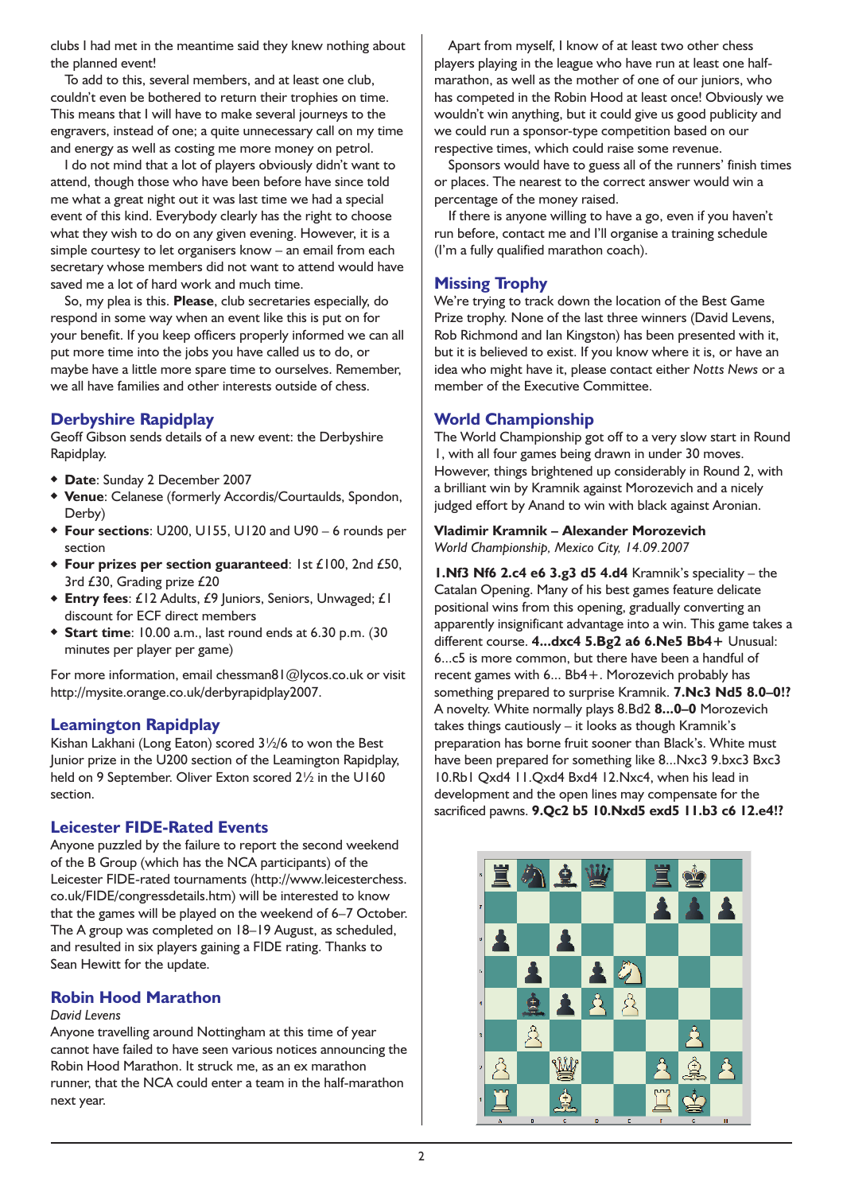clubs I had met in the meantime said they knew nothing about the planned event!

To add to this, several members, and at least one club, couldn't even be bothered to return their trophies on time. This means that I will have to make several journeys to the engravers, instead of one; a quite unnecessary call on my time and energy as well as costing me more money on petrol.

I do not mind that a lot of players obviously didn't want to attend, though those who have been before have since told me what a great night out it was last time we had a special event of this kind. Everybody clearly has the right to choose what they wish to do on any given evening. However, it is a simple courtesy to let organisers know – an email from each secretary whose members did not want to attend would have saved me a lot of hard work and much time.

So, my plea is this. **Please**, club secretaries especially, do respond in some way when an event like this is put on for your benefit. If you keep officers properly informed we can all put more time into the jobs you have called us to do, or maybe have a little more spare time to ourselves. Remember, we all have families and other interests outside of chess.

## Derbyshire Rapidplay

Geoff Gibson sends details of a new event: the Derbyshire Rapidplay.

- **Date**: Sunday 2 December 2007
- **Venue**: Celanese (formerly Accordis/Courtaulds, Spondon, Derby)
- **Four sections**: U200, U155, U120 and U90 – 6 rounds per section
- **Four prizes per section guaranteed**: 1st £100, 2nd £50, 3rd £30, Grading prize £20
- **Entry fees**: £12 Adults, £9 Juniors, Seniors, Unwaged; £1 discount for ECF direct members
- **Start time**: 10.00 a.m., last round ends at 6.30 p.m. (30 minutes per player per game)

For more information, email chessman81@lycos.co.uk or visit http://mysite.orange.co.uk/derbyrapidplay2007.

## Leamington Rapidplay

Kishan Lakhani (Long Eaton) scored 3½/6 to won the Best Junior prize in the U200 section of the Leamington Rapidplay, held on 9 September. Oliver Exton scored 2½ in the U160 section.

## Leicester FIDE-Rated Events

Anyone puzzled by the failure to report the second weekend of the B Group (which has the NCA participants) of the Leicester FIDE-rated tournaments (http://www.leicesterchess.co.uk/FIDE/congressdetails.htm) will be interested to know that the games will be played on the weekend of 6–7 October. The A group was completed on 18–19 August, as scheduled, and resulted in six players gaining a FIDE rating. Thanks to Sean Hewitt for the update.

## Robin Hood Marathon

*David Levens*

Anyone travelling around Nottingham at this time of year cannot have failed to have seen various notices announcing the Robin Hood Marathon. It struck me, as an ex marathon runner, that the NCA could enter a team in the half-marathon next year.

Apart from myself, I know of at least two other chess players playing in the league who have run at least one half-marathon, as well as the mother of one of our juniors, who has competed in the Robin Hood at least once! Obviously we wouldn't win anything, but it could give us good publicity and we could run a sponsor-type competition based on our respective times, which could raise some revenue.

Sponsors would have to guess all of the runners' finish times or places. The nearest to the correct answer would win a percentage of the money raised.

If there is anyone willing to have a go, even if you haven't run before, contact me and I'll organise a training schedule (I'm a fully qualified marathon coach).

## Missing Trophy

We're trying to track down the location of the Best Game Prize trophy. None of the last three winners (David Levens, Rob Richmond and Ian Kingston) has been presented with it, but it is believed to exist. If you know where it is, or have an idea who might have it, please contact either *Notts News* or a member of the Executive Committee.

## World Championship

The World Championship got off to a very slow start in Round 1, with all four games being drawn in under 30 moves. However, things brightened up considerably in Round 2, with a brilliant win by Kramnik against Morozevich and a nicely judged effort by Anand to win with black against Aronian.

**Vladimir Kramnik – Alexander Morozevich**
*World Championship, Mexico City, 14.09.2007*

**1.Nf3 Nf6 2.c4 e6 3.g3 d5 4.d4** Kramnik's speciality – the Catalan Opening. Many of his best games feature delicate positional wins from this opening, gradually converting an apparently insignificant advantage into a win. This game takes a different course. **4...dxc4 5.Bg2 a6 6.Ne5 Bb4+** Unusual: 6...c5 is more common, but there have been a handful of recent games with 6... Bb4+. Morozevich probably has something prepared to surprise Kramnik. **7.Nc3 Nd5 8.0–0!?** A novelty. White normally plays 8.Bd2 **8...0–0** Morozevich takes things cautiously – it looks as though Kramnik's preparation has borne fruit sooner than Black's. White must have been prepared for something like 8...Nxc3 9.bxc3 Bxc3 10.Rb1 Qxd4 11.Qxd4 Bxd4 12.Nxc4, when his lead in development and the open lines may compensate for the sacrificed pawns. **9.Qc2 b5 10.Nxd5 exd5 11.b3 c6 12.e4!?**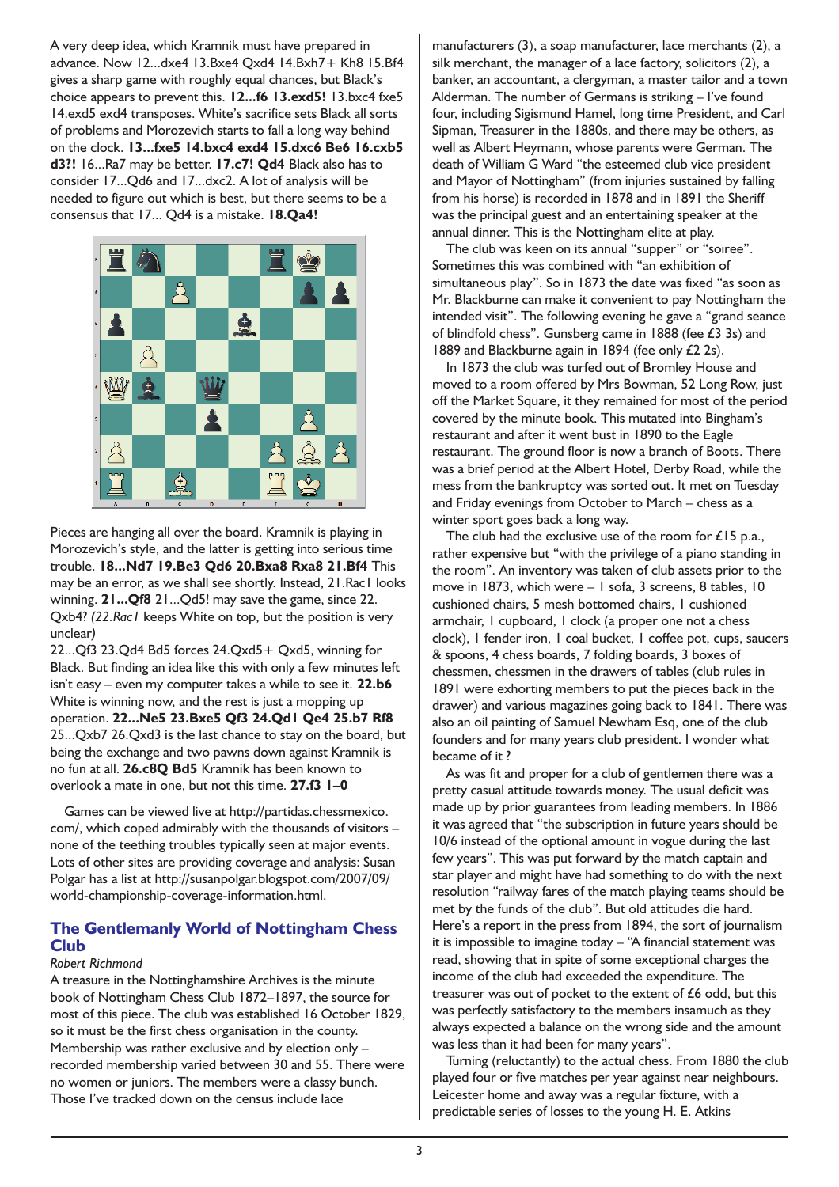A very deep idea, which Kramnik must have prepared in advance. Now 12...dxe4 13.Bxe4 Qxd4 14.Bxh7+ Kh8 15.Bf4 gives a sharp game with roughly equal chances, but Black's choice appears to prevent this. **12...f6 13.exd5!** 13.bxc4 fxe5 14.exd5 exd4 transposes. White's sacrifice sets Black all sorts of problems and Morozevich starts to fall a long way behind on the clock. **13...fxe5 14.bxc4 exd4 15.dxc6 Be6 16.cxb5 d3?!** 16...Ra7 may be better. **17.c7! Qd4** Black also has to consider 17...Qd6 and 17...dxc2. A lot of analysis will be needed to figure out which is best, but there seems to be a consensus that 17... Qd4 is a mistake. **18.Qa4!**

Pieces are hanging all over the board. Kramnik is playing in Morozevich's style, and the latter is getting into serious time trouble. **18...Nd7 19.Be3 Qd6 20.Bxa8 Rxa8 21.Bf4** This may be an error, as we shall see shortly. Instead, 21.Rac1 looks winning. **21...Qf8** 21...Qd5! may save the game, since 22. Qxb4? *(22.Rac1 keeps White on top, but the position is very unclear)*
22...Qf3 23.Qd4 Bd5 forces 24.Qxd5+ Qxd5, winning for Black. But finding an idea like this with only a few minutes left isn't easy – even my computer takes a while to see it. **22.b6** White is winning now, and the rest is just a mopping up operation. **22...Ne5 23.Bxe5 Qf3 24.Qd1 Qe4 25.b7 Rf8** 25...Qxb7 26.Qxd3 is the last chance to stay on the board, but being the exchange and two pawns down against Kramnik is no fun at all. **26.c8Q Bd5** Kramnik has been known to overlook a mate in one, but not this time. **27.f3 1–0**

Games can be viewed live at http://partidas.chessmexico.com/, which coped admirably with the thousands of visitors – none of the teething troubles typically seen at major events. Lots of other sites are providing coverage and analysis: Susan Polgar has a list at http://susanpolgar.blogspot.com/2007/09/world-championship-coverage-information.html.

## The Gentlemanly World of Nottingham Chess Club

*Robert Richmond*

A treasure in the Nottinghamshire Archives is the minute book of Nottingham Chess Club 1872–1897, the source for most of this piece. The club was established 16 October 1829, so it must be the first chess organisation in the county. Membership was rather exclusive and by election only – recorded membership varied between 30 and 55. There were no women or juniors. The members were a classy bunch. Those I've tracked down on the census include lace manufacturers (3), a soap manufacturer, lace merchants (2), a silk merchant, the manager of a lace factory, solicitors (2), a banker, an accountant, a clergyman, a master tailor and a town Alderman. The number of Germans is striking – I've found four, including Sigismund Hamel, long time President, and Carl Sipman, Treasurer in the 1880s, and there may be others, as well as Albert Heymann, whose parents were German. The death of William G Ward "the esteemed club vice president and Mayor of Nottingham" (from injuries sustained by falling from his horse) is recorded in 1878 and in 1891 the Sheriff was the principal guest and an entertaining speaker at the annual dinner. This is the Nottingham elite at play.

The club was keen on its annual "supper" or "soiree". Sometimes this was combined with "an exhibition of simultaneous play". So in 1873 the date was fixed "as soon as Mr. Blackburne can make it convenient to pay Nottingham the intended visit". The following evening he gave a "grand seance of blindfold chess". Gunsberg came in 1888 (fee £3 3s) and 1889 and Blackburne again in 1894 (fee only £2 2s).

In 1873 the club was turfed out of Bromley House and moved to a room offered by Mrs Bowman, 52 Long Row, just off the Market Square, it they remained for most of the period covered by the minute book. This mutated into Bingham's restaurant and after it went bust in 1890 to the Eagle restaurant. The ground floor is now a branch of Boots. There was a brief period at the Albert Hotel, Derby Road, while the mess from the bankruptcy was sorted out. It met on Tuesday and Friday evenings from October to March – chess as a winter sport goes back a long way.

The club had the exclusive use of the room for £15 p.a., rather expensive but "with the privilege of a piano standing in the room". An inventory was taken of club assets prior to the move in 1873, which were – 1 sofa, 3 screens, 8 tables, 10 cushioned chairs, 5 mesh bottomed chairs, 1 cushioned armchair, 1 cupboard, 1 clock (a proper one not a chess clock), 1 fender iron, 1 coal bucket, 1 coffee pot, cups, saucers & spoons, 4 chess boards, 7 folding boards, 3 boxes of chessmen, chessmen in the drawers of tables (club rules in 1891 were exhorting members to put the pieces back in the drawer) and various magazines going back to 1841. There was also an oil painting of Samuel Newham Esq, one of the club founders and for many years club president. I wonder what became of it ?

As was fit and proper for a club of gentlemen there was a pretty casual attitude towards money. The usual deficit was made up by prior guarantees from leading members. In 1886 it was agreed that "the subscription in future years should be 10/6 instead of the optional amount in vogue during the last few years". This was put forward by the match captain and star player and might have had something to do with the next resolution "railway fares of the match playing teams should be met by the funds of the club". But old attitudes die hard. Here's a report in the press from 1894, the sort of journalism it is impossible to imagine today – "A financial statement was read, showing that in spite of some exceptional charges the income of the club had exceeded the expenditure. The treasurer was out of pocket to the extent of £6 odd, but this was perfectly satisfactory to the members insamuch as they always expected a balance on the wrong side and the amount was less than it had been for many years".

Turning (reluctantly) to the actual chess. From 1880 the club played four or five matches per year against near neighbours. Leicester home and away was a regular fixture, with a predictable series of losses to the young H. E. Atkins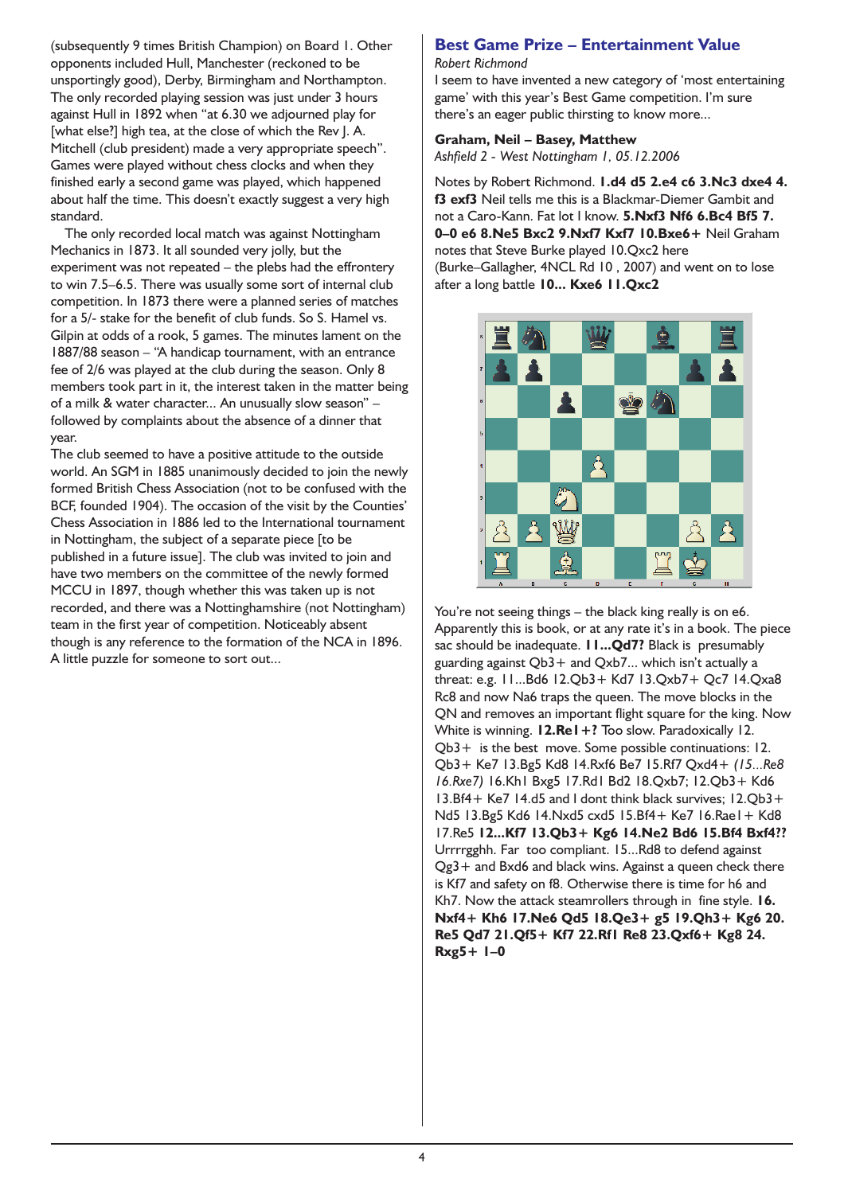(subsequently 9 times British Champion) on Board 1. Other opponents included Hull, Manchester (reckoned to be unsportingly good), Derby, Birmingham and Northampton. The only recorded playing session was just under 3 hours against Hull in 1892 when "at 6.30 we adjourned play for [what else?] high tea, at the close of which the Rev J. A. Mitchell (club president) made a very appropriate speech". Games were played without chess clocks and when they finished early a second game was played, which happened about half the time. This doesn't exactly suggest a very high standard.

The only recorded local match was against Nottingham Mechanics in 1873. It all sounded very jolly, but the experiment was not repeated – the plebs had the effrontery to win 7.5–6.5. There was usually some sort of internal club competition. In 1873 there were a planned series of matches for a 5/- stake for the benefit of club funds. So S. Hamel vs. Gilpin at odds of a rook, 5 games. The minutes lament on the 1887/88 season – "A handicap tournament, with an entrance fee of 2/6 was played at the club during the season. Only 8 members took part in it, the interest taken in the matter being of a milk & water character... An unusually slow season" – followed by complaints about the absence of a dinner that year.

The club seemed to have a positive attitude to the outside world. An SGM in 1885 unanimously decided to join the newly formed British Chess Association (not to be confused with the BCF, founded 1904). The occasion of the visit by the Counties' Chess Association in 1886 led to the International tournament in Nottingham, the subject of a separate piece [to be published in a future issue]. The club was invited to join and have two members on the committee of the newly formed MCCU in 1897, though whether this was taken up is not recorded, and there was a Nottinghamshire (not Nottingham) team in the first year of competition. Noticeably absent though is any reference to the formation of the NCA in 1896. A little puzzle for someone to sort out...

## Best Game Prize – Entertainment Value

*Robert Richmond*

I seem to have invented a new category of 'most entertaining game' with this year's Best Game competition. I'm sure there's an eager public thirsting to know more...

**Graham, Neil – Basey, Matthew**

*Ashfield 2 - West Nottingham 1, 05.12.2006*

Notes by Robert Richmond. **1.d4 d5 2.e4 c6 3.Nc3 dxe4 4. f3 exf3** Neil tells me this is a Blackmar-Diemer Gambit and not a Caro-Kann. Fat lot I know. **5.Nxf3 Nf6 6.Bc4 Bf5 7. 0–0 e6 8.Ne5 Bxc2 9.Nxf7 Kxf7 10.Bxe6+** Neil Graham notes that Steve Burke played 10.Qxc2 here (Burke–Gallagher, 4NCL Rd 10 , 2007) and went on to lose after a long battle **10... Kxe6 11.Qxc2**

You're not seeing things – the black king really is on e6. Apparently this is book, or at any rate it's in a book. The piece sac should be inadequate. **11...Qd7?** Black is presumably guarding against Qb3+ and Qxb7... which isn't actually a threat: e.g. 11...Bd6 12.Qb3+ Kd7 13.Qxb7+ Qc7 14.Qxa8 Rc8 and now Na6 traps the queen. The move blocks in the QN and removes an important flight square for the king. Now White is winning. **12.Re1+?** Too slow. Paradoxically 12. Qb3+ is the best move. Some possible continuations: 12. Qb3+ Ke7 13.Bg5 Kd8 14.Rxf6 Be7 15.Rf7 Qxd4+ *(15...Re8 16.Rxe7)* 16.Kh1 Bxg5 17.Rd1 Bd2 18.Qxb7; 12.Qb3+ Kd6 13.Bf4+ Ke7 14.d5 and I dont think black survives; 12.Qb3+ Nd5 13.Bg5 Kd6 14.Nxd5 cxd5 15.Bf4+ Ke7 16.Rae1+ Kd8 17.Re5 **12...Kf7 13.Qb3+ Kg6 14.Ne2 Bd6 15.Bf4 Bxf4??** Urrrrgghh. Far too compliant. 15...Rd8 to defend against Qg3+ and Bxd6 and black wins. Against a queen check there is Kf7 and safety on f8. Otherwise there is time for h6 and Kh7. Now the attack steamrollers through in fine style. **16. Nxf4+ Kh6 17.Ne6 Qd5 18.Qe3+ g5 19.Qh3+ Kg6 20. Re5 Qd7 21.Qf5+ Kf7 22.Rf1 Re8 23.Qxf6+ Kg8 24. Rxg5+ 1–0**